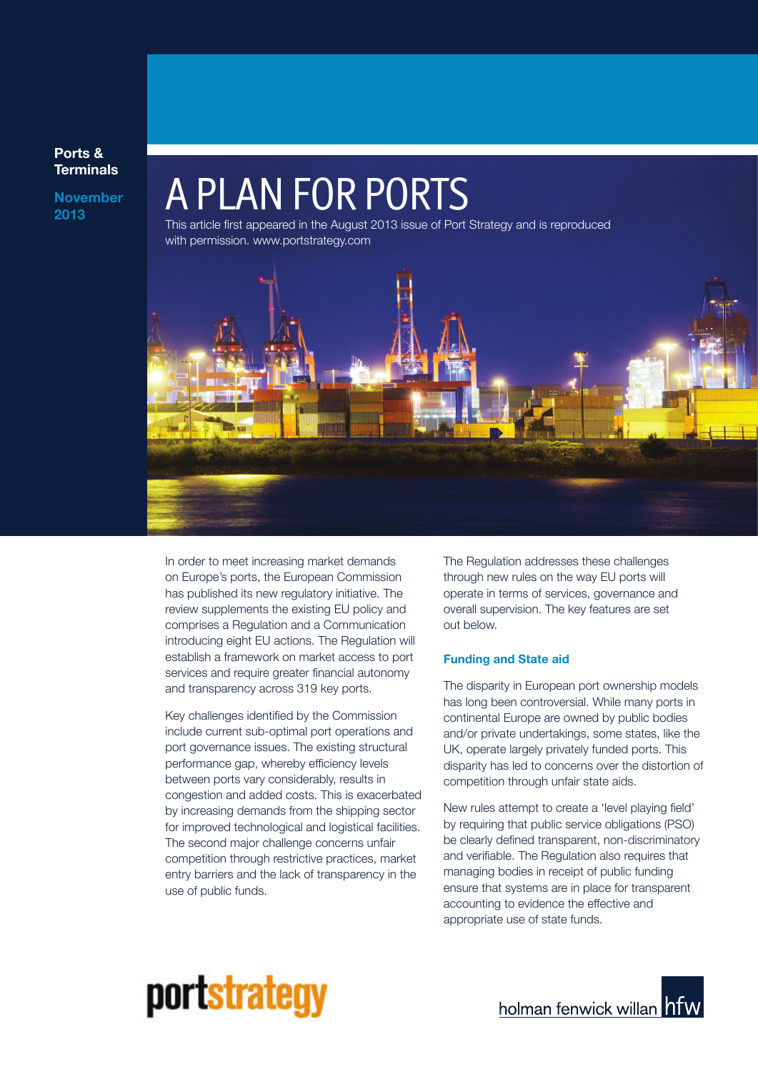Ports & Terminals

November 2013

# A PLAN FOR PORTS

This article first appeared in the August 2013 issue of Port Strategy and is reproduced with permission. www.portstrategy.com

In order to meet increasing market demands on Europe's ports, the European Commission has published its new regulatory initiative. The review supplements the existing EU policy and comprises a Regulation and a Communication introducing eight EU actions. The Regulation will establish a framework on market access to port services and require greater financial autonomy and transparency across 319 key ports.

Key challenges identified by the Commission include current sub-optimal port operations and port governance issues. The existing structural performance gap, whereby efficiency levels between ports vary considerably, results in congestion and added costs. This is exacerbated by increasing demands from the shipping sector for improved technological and logistical facilities. The second major challenge concerns unfair competition through restrictive practices, market entry barriers and the lack of transparency in the use of public funds.

The Regulation addresses these challenges through new rules on the way EU ports will operate in terms of services, governance and overall supervision. The key features are set out below.

## Funding and State aid

The disparity in European port ownership models has long been controversial. While many ports in continental Europe are owned by public bodies and/or private undertakings, some states, like the UK, operate largely privately funded ports. This disparity has led to concerns over the distortion of competition through unfair state aids.

New rules attempt to create a 'level playing field' by requiring that public service obligations (PSO) be clearly defined transparent, non-discriminatory and verifiable. The Regulation also requires that managing bodies in receipt of public funding ensure that systems are in place for transparent accounting to evidence the effective and appropriate use of state funds.

portstrategy

holman fenwick willan hfw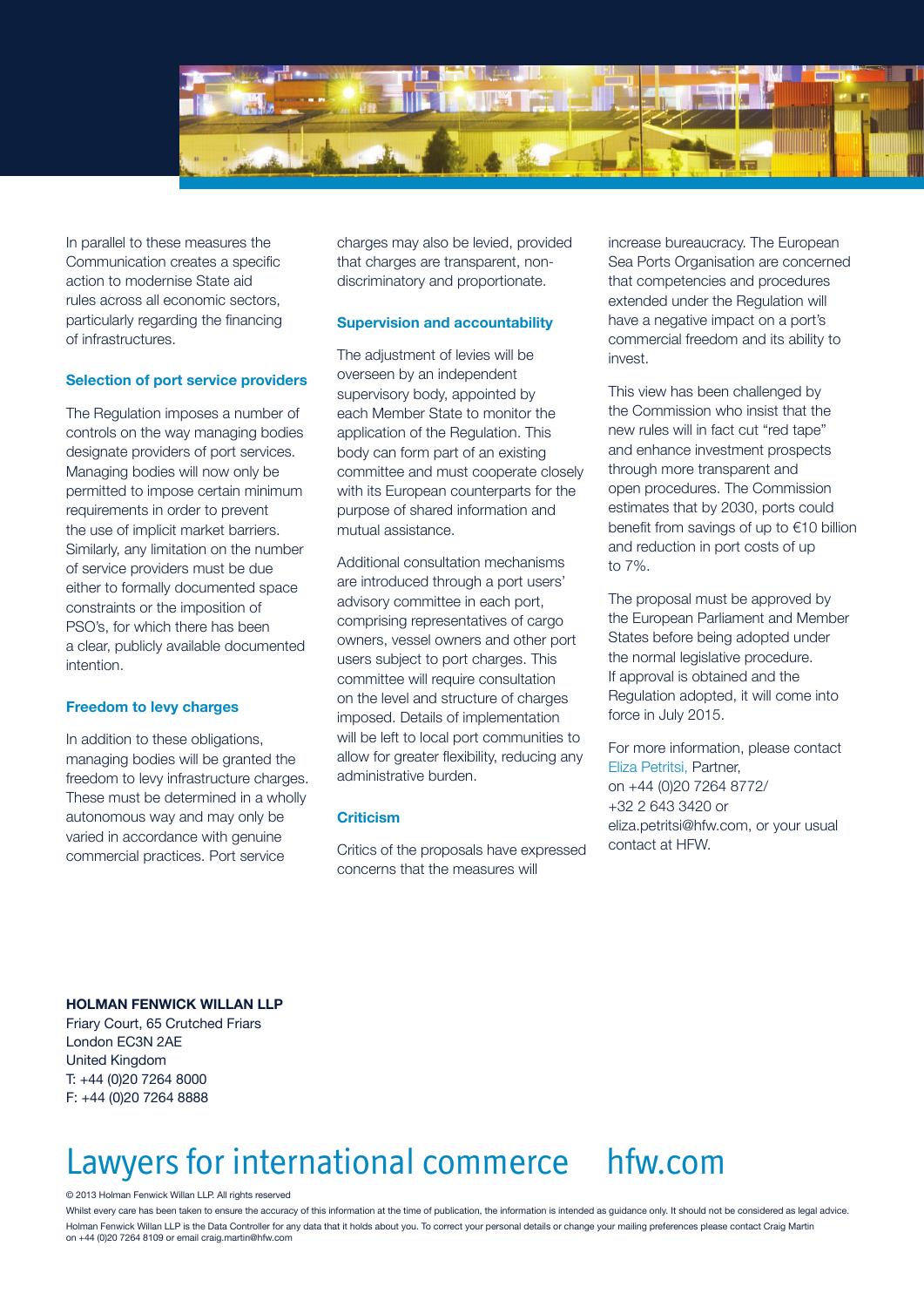In parallel to these measures the Communication creates a specific action to modernise State aid rules across all economic sectors, particularly regarding the financing of infrastructures.

### Selection of port service providers

The Regulation imposes a number of controls on the way managing bodies designate providers of port services. Managing bodies will now only be permitted to impose certain minimum requirements in order to prevent the use of implicit market barriers. Similarly, any limitation on the number of service providers must be due either to formally documented space constraints or the imposition of PSO's, for which there has been a clear, publicly available documented intention.

### Freedom to levy charges

In addition to these obligations, managing bodies will be granted the freedom to levy infrastructure charges. These must be determined in a wholly autonomous way and may only be varied in accordance with genuine commercial practices. Port service charges may also be levied, provided that charges are transparent, non-discriminatory and proportionate.

### Supervision and accountability

The adjustment of levies will be overseen by an independent supervisory body, appointed by each Member State to monitor the application of the Regulation. This body can form part of an existing committee and must cooperate closely with its European counterparts for the purpose of shared information and mutual assistance.

Additional consultation mechanisms are introduced through a port users' advisory committee in each port, comprising representatives of cargo owners, vessel owners and other port users subject to port charges. This committee will require consultation on the level and structure of charges imposed. Details of implementation will be left to local port communities to allow for greater flexibility, reducing any administrative burden.

### Criticism

Critics of the proposals have expressed concerns that the measures will increase bureaucracy. The European Sea Ports Organisation are concerned that competencies and procedures extended under the Regulation will have a negative impact on a port's commercial freedom and its ability to invest.

This view has been challenged by the Commission who insist that the new rules will in fact cut "red tape" and enhance investment prospects through more transparent and open procedures. The Commission estimates that by 2030, ports could benefit from savings of up to €10 billion and reduction in port costs of up to 7%.

The proposal must be approved by the European Parliament and Member States before being adopted under the normal legislative procedure. If approval is obtained and the Regulation adopted, it will come into force in July 2015.

For more information, please contact Eliza Petritsi, Partner, on +44 (0)20 7264 8772/ +32 2 643 3420 or eliza.petritsi@hfw.com, or your usual contact at HFW.

**HOLMAN FENWICK WILLAN LLP**
Friary Court, 65 Crutched Friars
London EC3N 2AE
United Kingdom
T: +44 (0)20 7264 8000
F: +44 (0)20 7264 8888

Lawyers for international commerce hfw.com

© 2013 Holman Fenwick Willan LLP. All rights reserved

Whilst every care has been taken to ensure the accuracy of this information at the time of publication, the information is intended as guidance only. It should not be considered as legal advice.

Holman Fenwick Willan LLP is the Data Controller for any data that it holds about you. To correct your personal details or change your mailing preferences please contact Craig Martin on +44 (0)20 7264 8109 or email craig.martin@hfw.com